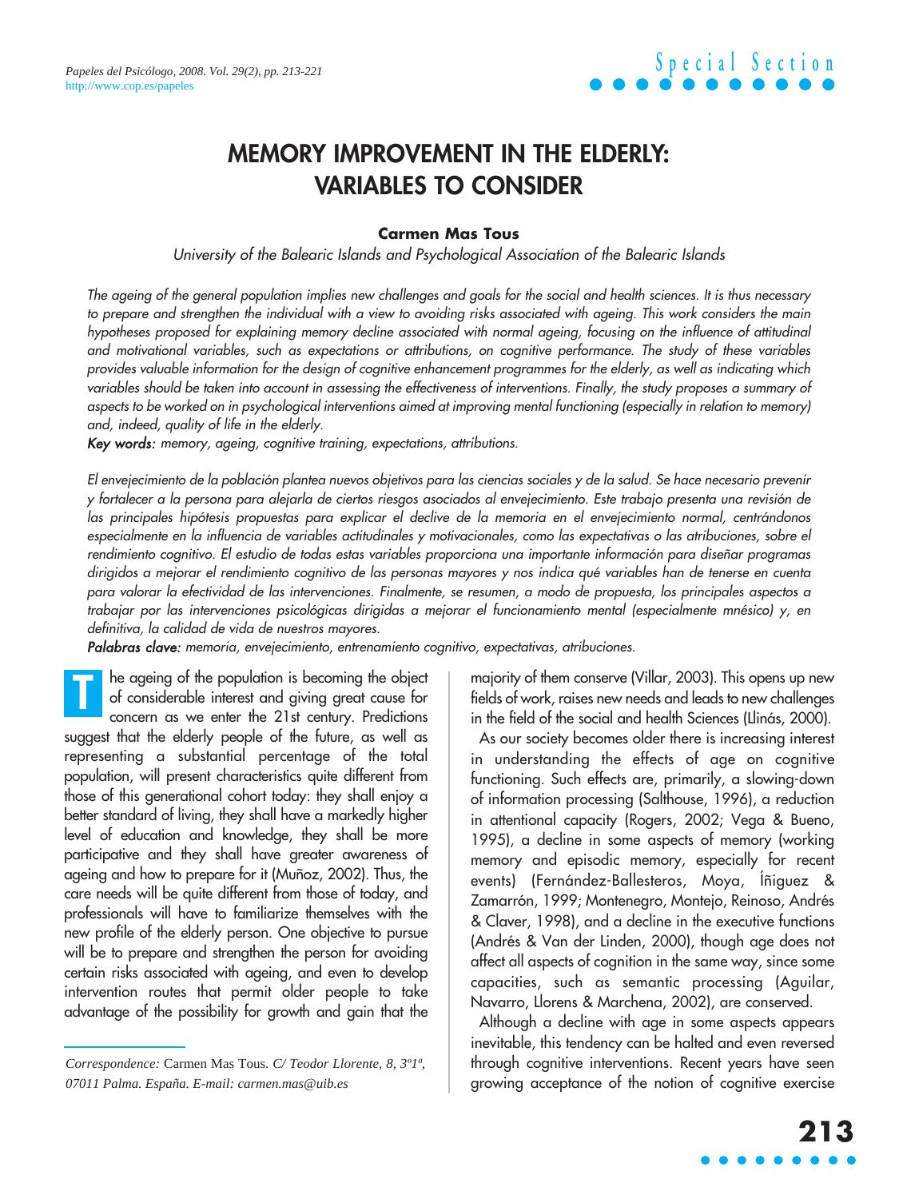# MEMORY IMPROVEMENT IN THE ELDERLY: VARIABLES TO CONSIDER

**Carmen Mas Tous**

*University of the Balearic Islands and Psychological Association of the Balearic Islands*

*The ageing of the general population implies new challenges and goals for the social and health sciences. It is thus necessary to prepare and strengthen the individual with a view to avoiding risks associated with ageing. This work considers the main hypotheses proposed for explaining memory decline associated with normal ageing, focusing on the influence of attitudinal and motivational variables, such as expectations or attributions, on cognitive performance. The study of these variables provides valuable information for the design of cognitive enhancement programmes for the elderly, as well as indicating which variables should be taken into account in assessing the effectiveness of interventions. Finally, the study proposes a summary of aspects to be worked on in psychological interventions aimed at improving mental functioning (especially in relation to memory) and, indeed, quality of life in the elderly.*

***Key words:*** *memory, ageing, cognitive training, expectations, attributions.*

*El envejecimiento de la población plantea nuevos objetivos para las ciencias sociales y de la salud. Se hace necesario prevenir y fortalecer a la persona para alejarla de ciertos riesgos asociados al envejecimiento. Este trabajo presenta una revisión de las principales hipótesis propuestas para explicar el declive de la memoria en el envejecimiento normal, centrándonos especialmente en la influencia de variables actitudinales y motivacionales, como las expectativas o las atribuciones, sobre el rendimiento cognitivo. El estudio de todas estas variables proporciona una importante información para diseñar programas dirigidos a mejorar el rendimiento cognitivo de las personas mayores y nos indica qué variables han de tenerse en cuenta para valorar la efectividad de las intervenciones. Finalmente, se resumen, a modo de propuesta, los principales aspectos a trabajar por las intervenciones psicológicas dirigidas a mejorar el funcionamiento mental (especialmente mnésico) y, en definitiva, la calidad de vida de nuestros mayores.*

***Palabras clave:*** *memoria, envejecimiento, entrenamiento cognitivo, expectativas, atribuciones.*

The ageing of the population is becoming the object of considerable interest and giving great cause for concern as we enter the 21st century. Predictions suggest that the elderly people of the future, as well as representing a substantial percentage of the total population, will present characteristics quite different from those of this generational cohort today: they shall enjoy a better standard of living, they shall have a markedly higher level of education and knowledge, they shall be more participative and they shall have greater awareness of ageing and how to prepare for it (Muñoz, 2002). Thus, the care needs will be quite different from those of today, and professionals will have to familiarize themselves with the new profile of the elderly person. One objective to pursue will be to prepare and strengthen the person for avoiding certain risks associated with ageing, and even to develop intervention routes that permit older people to take advantage of the possibility for growth and gain that the majority of them conserve (Villar, 2003). This opens up new fields of work, raises new needs and leads to new challenges in the field of the social and health Sciences (Llinás, 2000).

As our society becomes older there is increasing interest in understanding the effects of age on cognitive functioning. Such effects are, primarily, a slowing-down of information processing (Salthouse, 1996), a reduction in attentional capacity (Rogers, 2002; Vega & Bueno, 1995), a decline in some aspects of memory (working memory and episodic memory, especially for recent events) (Fernández-Ballesteros, Moya, Íñiguez & Zamarrón, 1999; Montenegro, Montejo, Reinoso, Andrés & Claver, 1998), and a decline in the executive functions (Andrés & Van der Linden, 2000), though age does not affect all aspects of cognition in the same way, since some capacities, such as semantic processing (Aguilar, Navarro, Llorens & Marchena, 2002), are conserved.

Although a decline with age in some aspects appears inevitable, this tendency can be halted and even reversed through cognitive interventions. Recent years have seen growing acceptance of the notion of cognitive exercise

*Correspondence:* Carmen Mas Tous. *C/ Teodor Llorente, 8, 3º1ª, 07011 Palma. España. E-mail: carmen.mas@uib.es*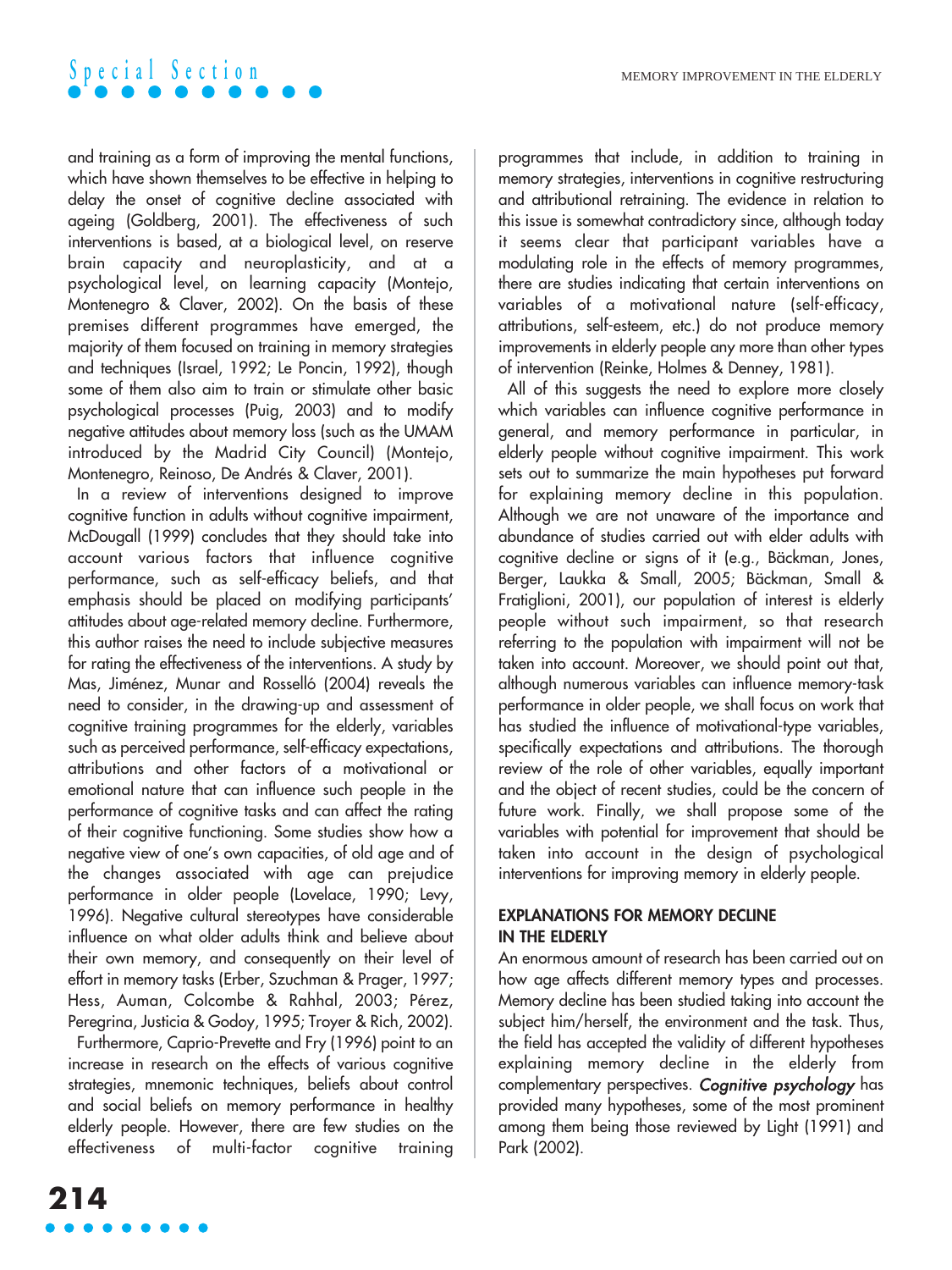and training as a form of improving the mental functions, which have shown themselves to be effective in helping to delay the onset of cognitive decline associated with ageing (Goldberg, 2001). The effectiveness of such interventions is based, at a biological level, on reserve brain capacity and neuroplasticity, and at a psychological level, on learning capacity (Montejo, Montenegro & Claver, 2002). On the basis of these premises different programmes have emerged, the majority of them focused on training in memory strategies and techniques (Israel, 1992; Le Poncin, 1992), though some of them also aim to train or stimulate other basic psychological processes (Puig, 2003) and to modify negative attitudes about memory loss (such as the UMAM introduced by the Madrid City Council) (Montejo, Montenegro, Reinoso, De Andrés & Claver, 2001).

In a review of interventions designed to improve cognitive function in adults without cognitive impairment, McDougall (1999) concludes that they should take into account various factors that influence cognitive performance, such as self-efficacy beliefs, and that emphasis should be placed on modifying participants' attitudes about age-related memory decline. Furthermore, this author raises the need to include subjective measures for rating the effectiveness of the interventions. A study by Mas, Jiménez, Munar and Rosselló (2004) reveals the need to consider, in the drawing-up and assessment of cognitive training programmes for the elderly, variables such as perceived performance, self-efficacy expectations, attributions and other factors of a motivational or emotional nature that can influence such people in the performance of cognitive tasks and can affect the rating of their cognitive functioning. Some studies show how a negative view of one's own capacities, of old age and of the changes associated with age can prejudice performance in older people (Lovelace, 1990; Levy, 1996). Negative cultural stereotypes have considerable influence on what older adults think and believe about their own memory, and consequently on their level of effort in memory tasks (Erber, Szuchman & Prager, 1997; Hess, Auman, Colcombe & Rahhal, 2003; Pérez, Peregrina, Justicia & Godoy, 1995; Troyer & Rich, 2002).

Furthermore, Caprio-Prevette and Fry (1996) point to an increase in research on the effects of various cognitive strategies, mnemonic techniques, beliefs about control and social beliefs on memory performance in healthy elderly people. However, there are few studies on the effectiveness of multi-factor cognitive training programmes that include, in addition to training in memory strategies, interventions in cognitive restructuring and attributional retraining. The evidence in relation to this issue is somewhat contradictory since, although today it seems clear that participant variables have a modulating role in the effects of memory programmes, there are studies indicating that certain interventions on variables of a motivational nature (self-efficacy, attributions, self-esteem, etc.) do not produce memory improvements in elderly people any more than other types of intervention (Reinke, Holmes & Denney, 1981).

All of this suggests the need to explore more closely which variables can influence cognitive performance in general, and memory performance in particular, in elderly people without cognitive impairment. This work sets out to summarize the main hypotheses put forward for explaining memory decline in this population. Although we are not unaware of the importance and abundance of studies carried out with elder adults with cognitive decline or signs of it (e.g., Bäckman, Jones, Berger, Laukka & Small, 2005; Bäckman, Small & Fratiglioni, 2001), our population of interest is elderly people without such impairment, so that research referring to the population with impairment will not be taken into account. Moreover, we should point out that, although numerous variables can influence memory-task performance in older people, we shall focus on work that has studied the influence of motivational-type variables, specifically expectations and attributions. The thorough review of the role of other variables, equally important and the object of recent studies, could be the concern of future work. Finally, we shall propose some of the variables with potential for improvement that should be taken into account in the design of psychological interventions for improving memory in elderly people.

## EXPLANATIONS FOR MEMORY DECLINE IN THE ELDERLY

An enormous amount of research has been carried out on how age affects different memory types and processes. Memory decline has been studied taking into account the subject him/herself, the environment and the task. Thus, the field has accepted the validity of different hypotheses explaining memory decline in the elderly from complementary perspectives. ***Cognitive psychology*** has provided many hypotheses, some of the most prominent among them being those reviewed by Light (1991) and Park (2002).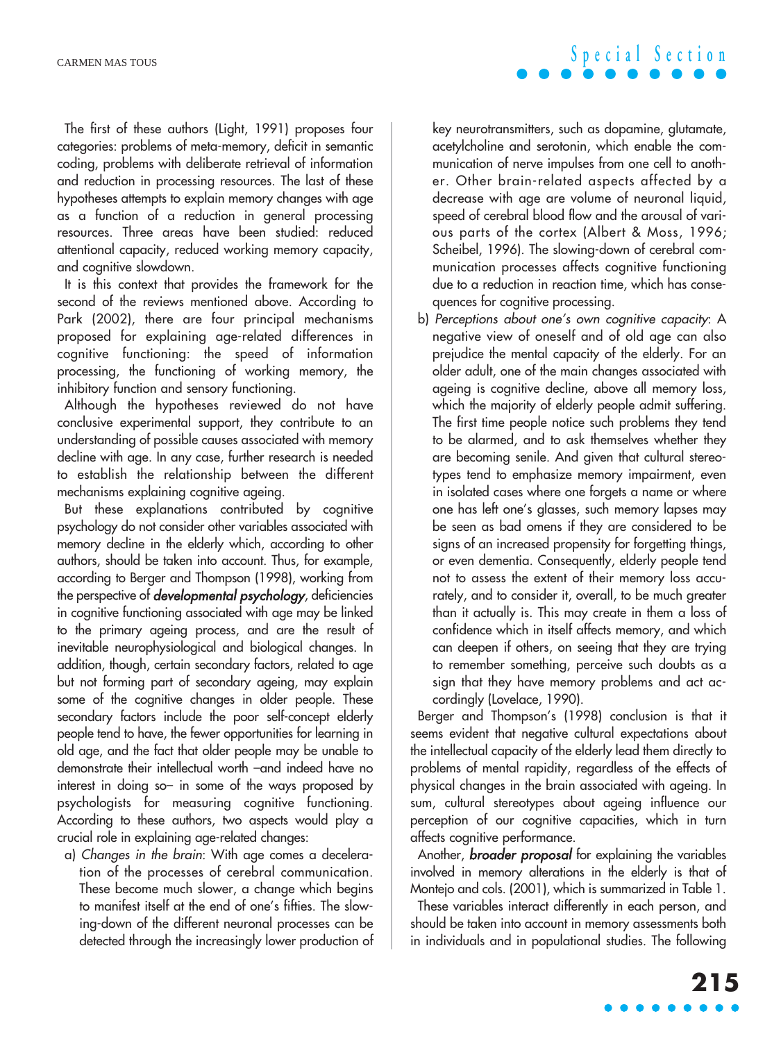The first of these authors (Light, 1991) proposes four categories: problems of meta-memory, deficit in semantic coding, problems with deliberate retrieval of information and reduction in processing resources. The last of these hypotheses attempts to explain memory changes with age as a function of a reduction in general processing resources. Three areas have been studied: reduced attentional capacity, reduced working memory capacity, and cognitive slowdown.

It is this context that provides the framework for the second of the reviews mentioned above. According to Park (2002), there are four principal mechanisms proposed for explaining age-related differences in cognitive functioning: the speed of information processing, the functioning of working memory, the inhibitory function and sensory functioning.

Although the hypotheses reviewed do not have conclusive experimental support, they contribute to an understanding of possible causes associated with memory decline with age. In any case, further research is needed to establish the relationship between the different mechanisms explaining cognitive ageing.

But these explanations contributed by cognitive psychology do not consider other variables associated with memory decline in the elderly which, according to other authors, should be taken into account. Thus, for example, according to Berger and Thompson (1998), working from the perspective of ***developmental psychology***, deficiencies in cognitive functioning associated with age may be linked to the primary ageing process, and are the result of inevitable neurophysiological and biological changes. In addition, though, certain secondary factors, related to age but not forming part of secondary ageing, may explain some of the cognitive changes in older people. These secondary factors include the poor self-concept elderly people tend to have, the fewer opportunities for learning in old age, and the fact that older people may be unable to demonstrate their intellectual worth –and indeed have no interest in doing so– in some of the ways proposed by psychologists for measuring cognitive functioning. According to these authors, two aspects would play a crucial role in explaining age-related changes:

a) *Changes in the brain*: With age comes a deceleration of the processes of cerebral communication. These become much slower, a change which begins to manifest itself at the end of one's fifties. The slowing-down of the different neuronal processes can be detected through the increasingly lower production of key neurotransmitters, such as dopamine, glutamate, acetylcholine and serotonin, which enable the communication of nerve impulses from one cell to another. Other brain-related aspects affected by a decrease with age are volume of neuronal liquid, speed of cerebral blood flow and the arousal of various parts of the cortex (Albert & Moss, 1996; Scheibel, 1996). The slowing-down of cerebral communication processes affects cognitive functioning due to a reduction in reaction time, which has consequences for cognitive processing.

b) *Perceptions about one's own cognitive capacity*: A negative view of oneself and of old age can also prejudice the mental capacity of the elderly. For an older adult, one of the main changes associated with ageing is cognitive decline, above all memory loss, which the majority of elderly people admit suffering. The first time people notice such problems they tend to be alarmed, and to ask themselves whether they are becoming senile. And given that cultural stereotypes tend to emphasize memory impairment, even in isolated cases where one forgets a name or where one has left one's glasses, such memory lapses may be seen as bad omens if they are considered to be signs of an increased propensity for forgetting things, or even dementia. Consequently, elderly people tend not to assess the extent of their memory loss accurately, and to consider it, overall, to be much greater than it actually is. This may create in them a loss of confidence which in itself affects memory, and which can deepen if others, on seeing that they are trying to remember something, perceive such doubts as a sign that they have memory problems and act accordingly (Lovelace, 1990).

Berger and Thompson's (1998) conclusion is that it seems evident that negative cultural expectations about the intellectual capacity of the elderly lead them directly to problems of mental rapidity, regardless of the effects of physical changes in the brain associated with ageing. In sum, cultural stereotypes about ageing influence our perception of our cognitive capacities, which in turn affects cognitive performance.

Another, ***broader proposal*** for explaining the variables involved in memory alterations in the elderly is that of Montejo and cols. (2001), which is summarized in Table 1.

These variables interact differently in each person, and should be taken into account in memory assessments both in individuals and in populational studies. The following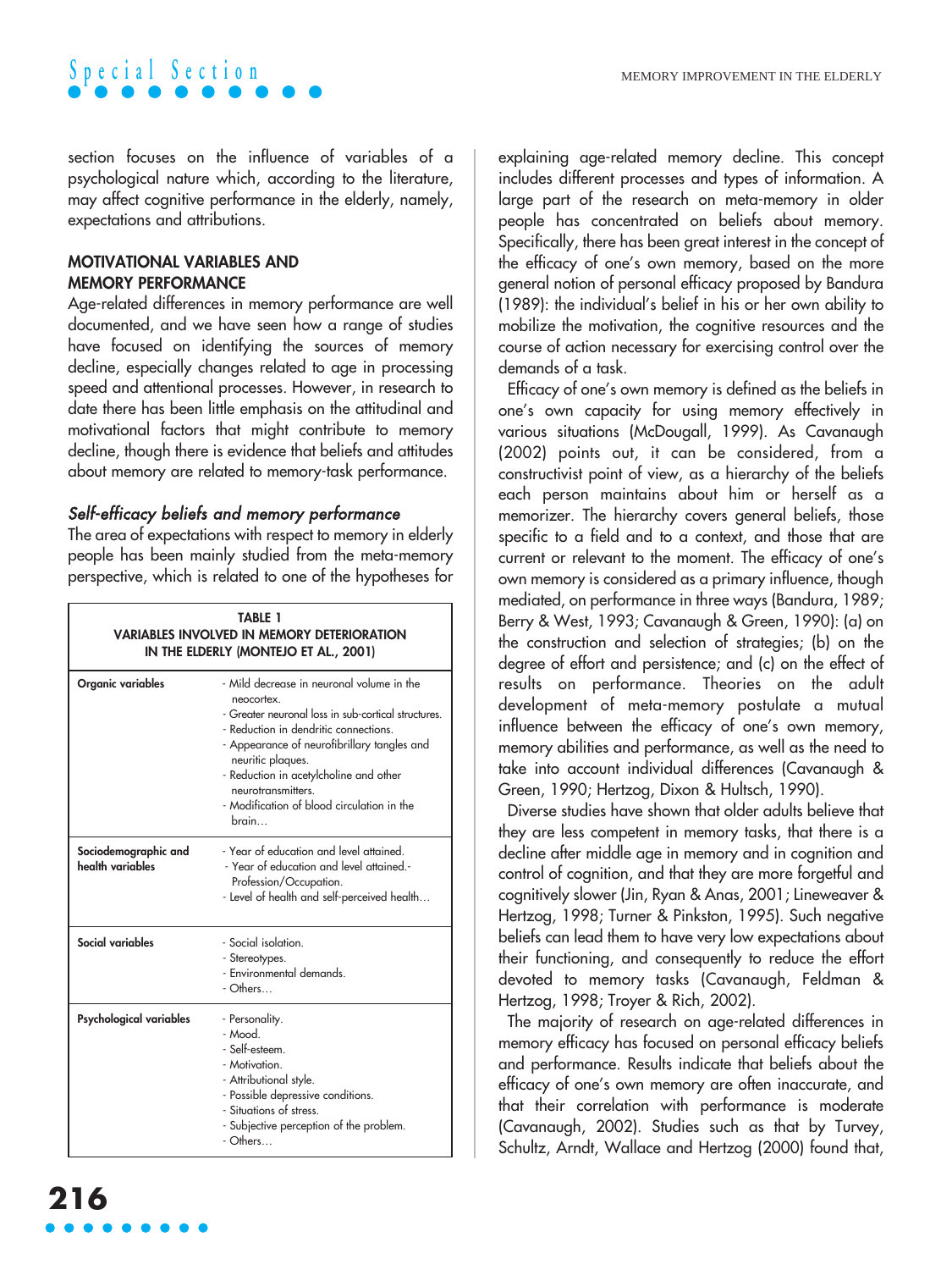section focuses on the influence of variables of a psychological nature which, according to the literature, may affect cognitive performance in the elderly, namely, expectations and attributions.

## MOTIVATIONAL VARIABLES AND MEMORY PERFORMANCE

Age-related differences in memory performance are well documented, and we have seen how a range of studies have focused on identifying the sources of memory decline, especially changes related to age in processing speed and attentional processes. However, in research to date there has been little emphasis on the attitudinal and motivational factors that might contribute to memory decline, though there is evidence that beliefs and attitudes about memory are related to memory-task performance.

### *Self-efficacy beliefs and memory performance*

The area of expectations with respect to memory in elderly people has been mainly studied from the meta-memory perspective, which is related to one of the hypotheses for explaining age-related memory decline. This concept includes different processes and types of information. A large part of the research on meta-memory in older people has concentrated on beliefs about memory. Specifically, there has been great interest in the concept of the efficacy of one's own memory, based on the more general notion of personal efficacy proposed by Bandura (1989): the individual's belief in his or her own ability to mobilize the motivation, the cognitive resources and the course of action necessary for exercising control over the demands of a task.

**TABLE 1**
**VARIABLES INVOLVED IN MEMORY DETERIORATION IN THE ELDERLY (MONTEJO ET AL., 2001)**

| | |
|---|---|
| **Organic variables** | - Mild decrease in neuronal volume in the neocortex.<br>- Greater neuronal loss in sub-cortical structures.<br>- Reduction in dendritic connections.<br>- Appearance of neurofibrillary tangles and neuritic plaques.<br>- Reduction in acetylcholine and other neurotransmitters.<br>- Modification of blood circulation in the brain… |
| **Sociodemographic and health variables** | - Year of education and level attained.<br>- Year of education and level attained.- Profession/Occupation.<br>- Level of health and self-perceived health… |
| **Social variables** | - Social isolation.<br>- Stereotypes.<br>- Environmental demands.<br>- Others… |
| **Psychological variables** | - Personality.<br>- Mood.<br>- Self-esteem.<br>- Motivation.<br>- Attributional style.<br>- Possible depressive conditions.<br>- Situations of stress.<br>- Subjective perception of the problem.<br>- Others… |

Efficacy of one's own memory is defined as the beliefs in one's own capacity for using memory effectively in various situations (McDougall, 1999). As Cavanaugh (2002) points out, it can be considered, from a constructivist point of view, as a hierarchy of the beliefs each person maintains about him or herself as a memorizer. The hierarchy covers general beliefs, those specific to a field and to a context, and those that are current or relevant to the moment. The efficacy of one's own memory is considered as a primary influence, though mediated, on performance in three ways (Bandura, 1989; Berry & West, 1993; Cavanaugh & Green, 1990): (a) on the construction and selection of strategies; (b) on the degree of effort and persistence; and (c) on the effect of results on performance. Theories on the adult development of meta-memory postulate a mutual influence between the efficacy of one's own memory, memory abilities and performance, as well as the need to take into account individual differences (Cavanaugh & Green, 1990; Hertzog, Dixon & Hultsch, 1990).

Diverse studies have shown that older adults believe that they are less competent in memory tasks, that there is a decline after middle age in memory and in cognition and control of cognition, and that they are more forgetful and cognitively slower (Jin, Ryan & Anas, 2001; Lineweaver & Hertzog, 1998; Turner & Pinkston, 1995). Such negative beliefs can lead them to have very low expectations about their functioning, and consequently to reduce the effort devoted to memory tasks (Cavanaugh, Feldman & Hertzog, 1998; Troyer & Rich, 2002).

The majority of research on age-related differences in memory efficacy has focused on personal efficacy beliefs and performance. Results indicate that beliefs about the efficacy of one's own memory are often inaccurate, and that their correlation with performance is moderate (Cavanaugh, 2002). Studies such as that by Turvey, Schultz, Arndt, Wallace and Hertzog (2000) found that,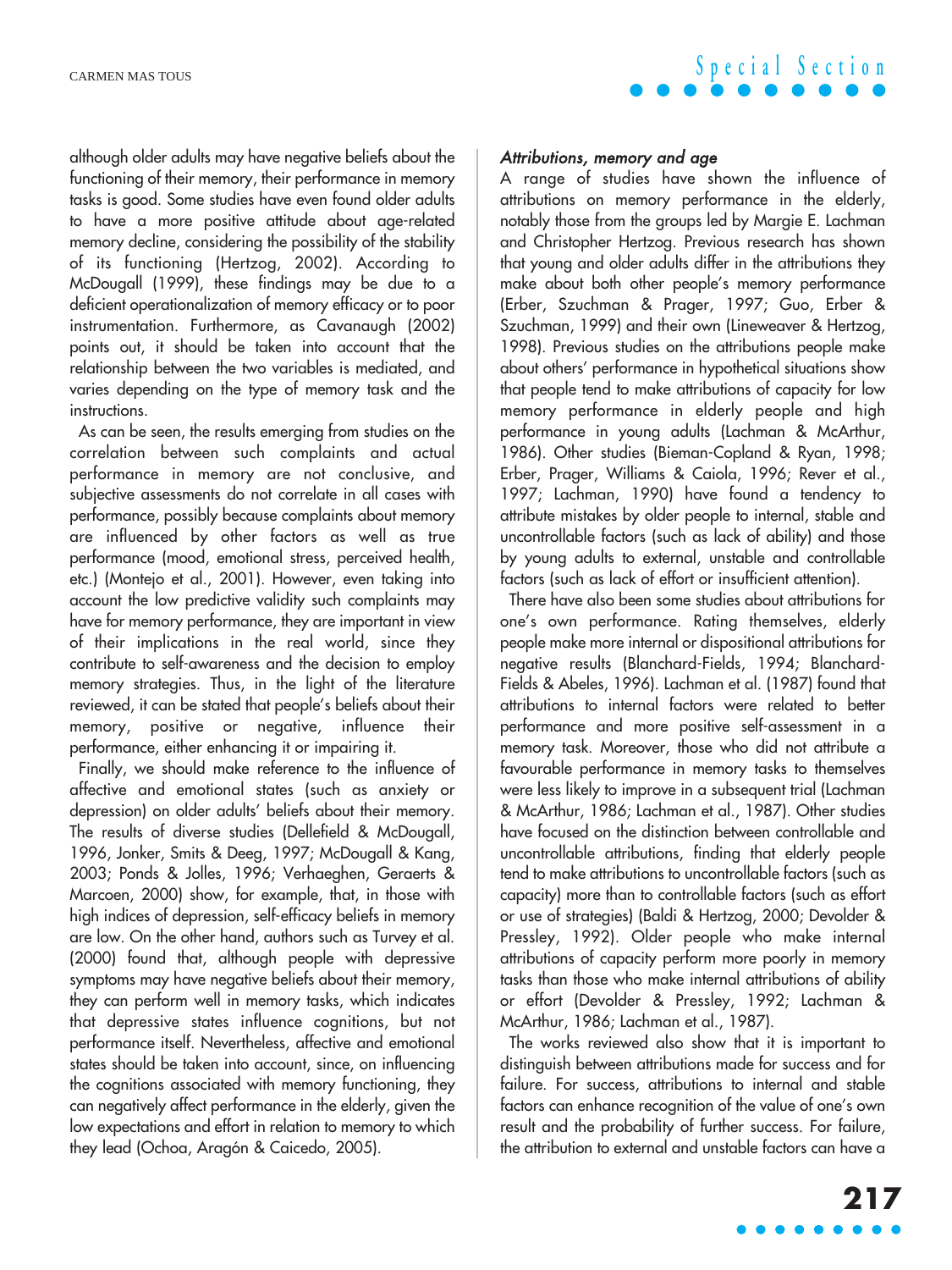although older adults may have negative beliefs about the functioning of their memory, their performance in memory tasks is good. Some studies have even found older adults to have a more positive attitude about age-related memory decline, considering the possibility of the stability of its functioning (Hertzog, 2002). According to McDougall (1999), these findings may be due to a deficient operationalization of memory efficacy or to poor instrumentation. Furthermore, as Cavanaugh (2002) points out, it should be taken into account that the relationship between the two variables is mediated, and varies depending on the type of memory task and the instructions.

As can be seen, the results emerging from studies on the correlation between such complaints and actual performance in memory are not conclusive, and subjective assessments do not correlate in all cases with performance, possibly because complaints about memory are influenced by other factors as well as true performance (mood, emotional stress, perceived health, etc.) (Montejo et al., 2001). However, even taking into account the low predictive validity such complaints may have for memory performance, they are important in view of their implications in the real world, since they contribute to self-awareness and the decision to employ memory strategies. Thus, in the light of the literature reviewed, it can be stated that people's beliefs about their memory, positive or negative, influence their performance, either enhancing it or impairing it.

Finally, we should make reference to the influence of affective and emotional states (such as anxiety or depression) on older adults' beliefs about their memory. The results of diverse studies (Dellefield & McDougall, 1996, Jonker, Smits & Deeg, 1997; McDougall & Kang, 2003; Ponds & Jolles, 1996; Verhaeghen, Geraerts & Marcoen, 2000) show, for example, that, in those with high indices of depression, self-efficacy beliefs in memory are low. On the other hand, authors such as Turvey et al. (2000) found that, although people with depressive symptoms may have negative beliefs about their memory, they can perform well in memory tasks, which indicates that depressive states influence cognitions, but not performance itself. Nevertheless, affective and emotional states should be taken into account, since, on influencing the cognitions associated with memory functioning, they can negatively affect performance in the elderly, given the low expectations and effort in relation to memory to which they lead (Ochoa, Aragón & Caicedo, 2005).

### *Attributions, memory and age*

A range of studies have shown the influence of attributions on memory performance in the elderly, notably those from the groups led by Margie E. Lachman and Christopher Hertzog. Previous research has shown that young and older adults differ in the attributions they make about both other people's memory performance (Erber, Szuchman & Prager, 1997; Guo, Erber & Szuchman, 1999) and their own (Lineweaver & Hertzog, 1998). Previous studies on the attributions people make about others' performance in hypothetical situations show that people tend to make attributions of capacity for low memory performance in elderly people and high performance in young adults (Lachman & McArthur, 1986). Other studies (Bieman-Copland & Ryan, 1998; Erber, Prager, Williams & Caiola, 1996; Rever et al., 1997; Lachman, 1990) have found a tendency to attribute mistakes by older people to internal, stable and uncontrollable factors (such as lack of ability) and those by young adults to external, unstable and controllable factors (such as lack of effort or insufficient attention).

There have also been some studies about attributions for one's own performance. Rating themselves, elderly people make more internal or dispositional attributions for negative results (Blanchard-Fields, 1994; Blanchard-Fields & Abeles, 1996). Lachman et al. (1987) found that attributions to internal factors were related to better performance and more positive self-assessment in a memory task. Moreover, those who did not attribute a favourable performance in memory tasks to themselves were less likely to improve in a subsequent trial (Lachman & McArthur, 1986; Lachman et al., 1987). Other studies have focused on the distinction between controllable and uncontrollable attributions, finding that elderly people tend to make attributions to uncontrollable factors (such as capacity) more than to controllable factors (such as effort or use of strategies) (Baldi & Hertzog, 2000; Devolder & Pressley, 1992). Older people who make internal attributions of capacity perform more poorly in memory tasks than those who make internal attributions of ability or effort (Devolder & Pressley, 1992; Lachman & McArthur, 1986; Lachman et al., 1987).

The works reviewed also show that it is important to distinguish between attributions made for success and for failure. For success, attributions to internal and stable factors can enhance recognition of the value of one's own result and the probability of further success. For failure, the attribution to external and unstable factors can have a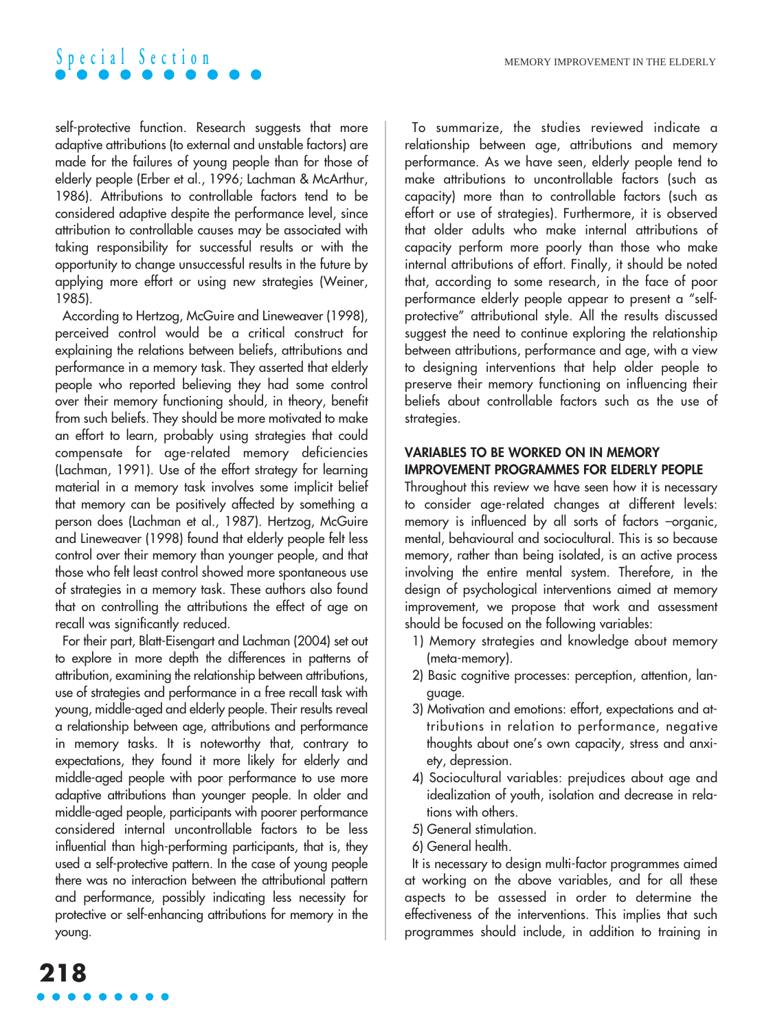self-protective function. Research suggests that more adaptive attributions (to external and unstable factors) are made for the failures of young people than for those of elderly people (Erber et al., 1996; Lachman & McArthur, 1986). Attributions to controllable factors tend to be considered adaptive despite the performance level, since attribution to controllable causes may be associated with taking responsibility for successful results or with the opportunity to change unsuccessful results in the future by applying more effort or using new strategies (Weiner, 1985).

According to Hertzog, McGuire and Lineweaver (1998), perceived control would be a critical construct for explaining the relations between beliefs, attributions and performance in a memory task. They asserted that elderly people who reported believing they had some control over their memory functioning should, in theory, benefit from such beliefs. They should be more motivated to make an effort to learn, probably using strategies that could compensate for age-related memory deficiencies (Lachman, 1991). Use of the effort strategy for learning material in a memory task involves some implicit belief that memory can be positively affected by something a person does (Lachman et al., 1987). Hertzog, McGuire and Lineweaver (1998) found that elderly people felt less control over their memory than younger people, and that those who felt least control showed more spontaneous use of strategies in a memory task. These authors also found that on controlling the attributions the effect of age on recall was significantly reduced.

For their part, Blatt-Eisengart and Lachman (2004) set out to explore in more depth the differences in patterns of attribution, examining the relationship between attributions, use of strategies and performance in a free recall task with young, middle-aged and elderly people. Their results reveal a relationship between age, attributions and performance in memory tasks. It is noteworthy that, contrary to expectations, they found it more likely for elderly and middle-aged people with poor performance to use more adaptive attributions than younger people. In older and middle-aged people, participants with poorer performance considered internal uncontrollable factors to be less influential than high-performing participants, that is, they used a self-protective pattern. In the case of young people there was no interaction between the attributional pattern and performance, possibly indicating less necessity for protective or self-enhancing attributions for memory in the young.

To summarize, the studies reviewed indicate a relationship between age, attributions and memory performance. As we have seen, elderly people tend to make attributions to uncontrollable factors (such as capacity) more than to controllable factors (such as effort or use of strategies). Furthermore, it is observed that older adults who make internal attributions of capacity perform more poorly than those who make internal attributions of effort. Finally, it should be noted that, according to some research, in the face of poor performance elderly people appear to present a "self-protective" attributional style. All the results discussed suggest the need to continue exploring the relationship between attributions, performance and age, with a view to designing interventions that help older people to preserve their memory functioning on influencing their beliefs about controllable factors such as the use of strategies.

## VARIABLES TO BE WORKED ON IN MEMORY IMPROVEMENT PROGRAMMES FOR ELDERLY PEOPLE

Throughout this review we have seen how it is necessary to consider age-related changes at different levels: memory is influenced by all sorts of factors –organic, mental, behavioural and sociocultural. This is so because memory, rather than being isolated, is an active process involving the entire mental system. Therefore, in the design of psychological interventions aimed at memory improvement, we propose that work and assessment should be focused on the following variables:

1) Memory strategies and knowledge about memory (meta-memory).
2) Basic cognitive processes: perception, attention, language.
3) Motivation and emotions: effort, expectations and attributions in relation to performance, negative thoughts about one's own capacity, stress and anxiety, depression.
4) Sociocultural variables: prejudices about age and idealization of youth, isolation and decrease in relations with others.
5) General stimulation.
6) General health.

It is necessary to design multi-factor programmes aimed at working on the above variables, and for all these aspects to be assessed in order to determine the effectiveness of the interventions. This implies that such programmes should include, in addition to training in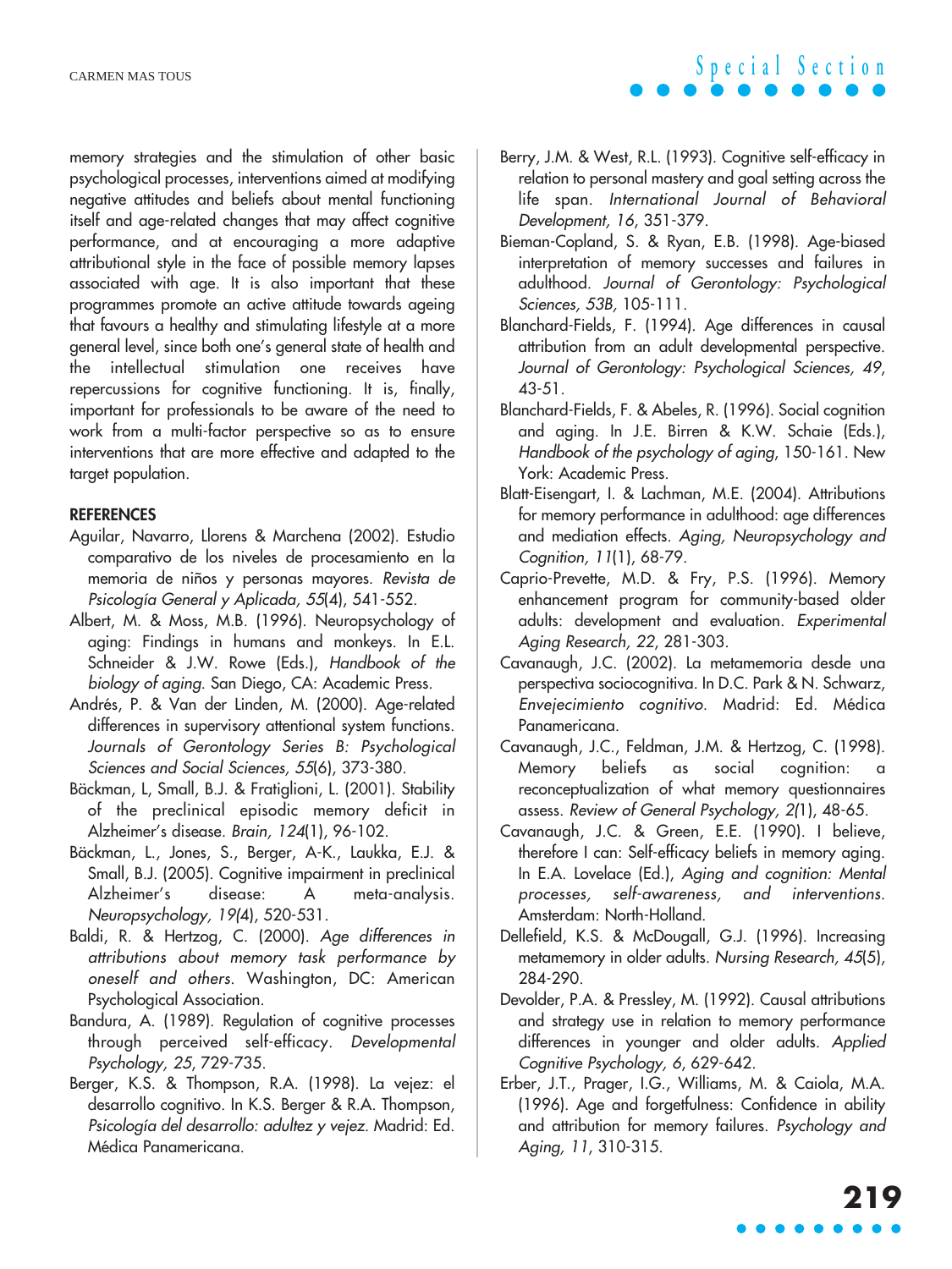memory strategies and the stimulation of other basic psychological processes, interventions aimed at modifying negative attitudes and beliefs about mental functioning itself and age-related changes that may affect cognitive performance, and at encouraging a more adaptive attributional style in the face of possible memory lapses associated with age. It is also important that these programmes promote an active attitude towards ageing that favours a healthy and stimulating lifestyle at a more general level, since both one's general state of health and the intellectual stimulation one receives have repercussions for cognitive functioning. It is, finally, important for professionals to be aware of the need to work from a multi-factor perspective so as to ensure interventions that are more effective and adapted to the target population.

## REFERENCES

Aguilar, Navarro, Llorens & Marchena (2002). Estudio comparativo de los niveles de procesamiento en la memoria de niños y personas mayores. *Revista de Psicología General y Aplicada, 55*(4), 541-552.

Albert, M. & Moss, M.B. (1996). Neuropsychology of aging: Findings in humans and monkeys. In E.L. Schneider & J.W. Rowe (Eds.), *Handbook of the biology of aging.* San Diego, CA: Academic Press.

Andrés, P. & Van der Linden, M. (2000). Age-related differences in supervisory attentional system functions. *Journals of Gerontology Series B: Psychological Sciences and Social Sciences, 55*(6), 373-380.

Bäckman, L, Small, B.J. & Fratiglioni, L. (2001). Stability of the preclinical episodic memory deficit in Alzheimer's disease. *Brain, 124*(1), 96-102.

Bäckman, L., Jones, S., Berger, A-K., Laukka, E.J. & Small, B.J. (2005). Cognitive impairment in preclinical Alzheimer's disease: A meta-analysis. *Neuropsychology, 19*(4), 520-531.

Baldi, R. & Hertzog, C. (2000). *Age differences in attributions about memory task performance by oneself and others.* Washington, DC: American Psychological Association.

Bandura, A. (1989). Regulation of cognitive processes through perceived self-efficacy. *Developmental Psychology, 25*, 729-735.

Berger, K.S. & Thompson, R.A. (1998). La vejez: el desarrollo cognitivo. In K.S. Berger & R.A. Thompson, *Psicología del desarrollo: adultez y vejez.* Madrid: Ed. Médica Panamericana.

Berry, J.M. & West, R.L. (1993). Cognitive self-efficacy in relation to personal mastery and goal setting across the life span. *International Journal of Behavioral Development, 16*, 351-379.

Bieman-Copland, S. & Ryan, E.B. (1998). Age-biased interpretation of memory successes and failures in adulthood. *Journal of Gerontology: Psychological Sciences, 53B*, 105-111.

Blanchard-Fields, F. (1994). Age differences in causal attribution from an adult developmental perspective. *Journal of Gerontology: Psychological Sciences, 49*, 43-51.

Blanchard-Fields, F. & Abeles, R. (1996). Social cognition and aging. In J.E. Birren & K.W. Schaie (Eds.), *Handbook of the psychology of aging*, 150-161. New York: Academic Press.

Blatt-Eisengart, I. & Lachman, M.E. (2004). Attributions for memory performance in adulthood: age differences and mediation effects. *Aging, Neuropsychology and Cognition, 11*(1), 68-79.

Caprio-Prevette, M.D. & Fry, P.S. (1996). Memory enhancement program for community-based older adults: development and evaluation. *Experimental Aging Research, 22*, 281-303.

Cavanaugh, J.C. (2002). La metamemoria desde una perspectiva sociocognitiva. In D.C. Park & N. Schwarz, *Envejecimiento cognitivo*. Madrid: Ed. Médica Panamericana.

Cavanaugh, J.C., Feldman, J.M. & Hertzog, C. (1998). Memory beliefs as social cognition: a reconceptualization of what memory questionnaires assess. *Review of General Psychology, 2*(1), 48-65.

Cavanaugh, J.C. & Green, E.E. (1990). I believe, therefore I can: Self-efficacy beliefs in memory aging. In E.A. Lovelace (Ed.), *Aging and cognition: Mental processes, self-awareness, and interventions*. Amsterdam: North-Holland.

Dellefield, K.S. & McDougall, G.J. (1996). Increasing metamemory in older adults. *Nursing Research, 45*(5), 284-290.

Devolder, P.A. & Pressley, M. (1992). Causal attributions and strategy use in relation to memory performance differences in younger and older adults. *Applied Cognitive Psychology, 6*, 629-642.

Erber, J.T., Prager, I.G., Williams, M. & Caiola, M.A. (1996). Age and forgetfulness: Confidence in ability and attribution for memory failures. *Psychology and Aging, 11*, 310-315.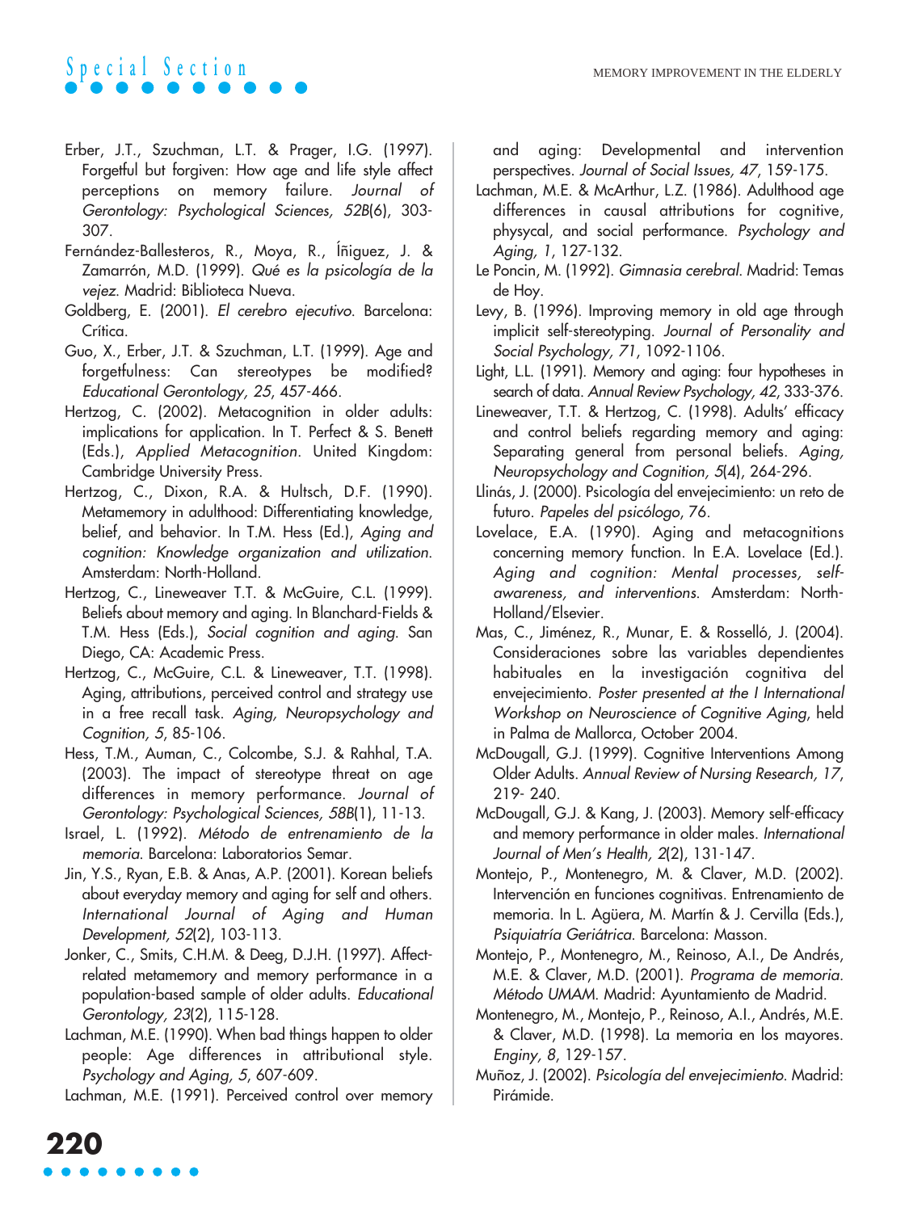Erber, J.T., Szuchman, L.T. & Prager, I.G. (1997). Forgetful but forgiven: How age and life style affect perceptions on memory failure. *Journal of Gerontology: Psychological Sciences, 52B*(6), 303-307.

Fernández-Ballesteros, R., Moya, R., Íñiguez, J. & Zamarrón, M.D. (1999). *Qué es la psicología de la vejez*. Madrid: Biblioteca Nueva.

Goldberg, E. (2001). *El cerebro ejecutivo*. Barcelona: Crítica.

Guo, X., Erber, J.T. & Szuchman, L.T. (1999). Age and forgetfulness: Can stereotypes be modified? *Educational Gerontology, 25*, 457-466.

Hertzog, C. (2002). Metacognition in older adults: implications for application. In T. Perfect & S. Benett (Eds.), *Applied Metacognition*. United Kingdom: Cambridge University Press.

Hertzog, C., Dixon, R.A. & Hultsch, D.F. (1990). Metamemory in adulthood: Differentiating knowledge, belief, and behavior. In T.M. Hess (Ed.), *Aging and cognition: Knowledge organization and utilization*. Amsterdam: North-Holland.

Hertzog, C., Lineweaver T.T. & McGuire, C.L. (1999). Beliefs about memory and aging. In Blanchard-Fields & T.M. Hess (Eds.), *Social cognition and aging*. San Diego, CA: Academic Press.

Hertzog, C., McGuire, C.L. & Lineweaver, T.T. (1998). Aging, attributions, perceived control and strategy use in a free recall task. *Aging, Neuropsychology and Cognition, 5*, 85-106.

Hess, T.M., Auman, C., Colcombe, S.J. & Rahhal, T.A. (2003). The impact of stereotype threat on age differences in memory performance. *Journal of Gerontology: Psychological Sciences, 58B*(1), 11-13.

Israel, L. (1992). *Método de entrenamiento de la memoria*. Barcelona: Laboratorios Semar.

Jin, Y.S., Ryan, E.B. & Anas, A.P. (2001). Korean beliefs about everyday memory and aging for self and others. *International Journal of Aging and Human Development, 52*(2), 103-113.

Jonker, C., Smits, C.H.M. & Deeg, D.J.H. (1997). Affect-related metamemory and memory performance in a population-based sample of older adults. *Educational Gerontology, 23*(2), 115-128.

Lachman, M.E. (1990). When bad things happen to older people: Age differences in attributional style. *Psychology and Aging, 5*, 607-609.

Lachman, M.E. (1991). Perceived control over memory and aging: Developmental and intervention perspectives. *Journal of Social Issues, 47*, 159-175.

Lachman, M.E. & McArthur, L.Z. (1986). Adulthood age differences in causal attributions for cognitive, physycal, and social performance. *Psychology and Aging, 1*, 127-132.

Le Poncin, M. (1992). *Gimnasia cerebral*. Madrid: Temas de Hoy.

Levy, B. (1996). Improving memory in old age through implicit self-stereotyping. *Journal of Personality and Social Psychology, 71*, 1092-1106.

Light, L.L. (1991). Memory and aging: four hypotheses in search of data. *Annual Review Psychology, 42*, 333-376.

Lineweaver, T.T. & Hertzog, C. (1998). Adults' efficacy and control beliefs regarding memory and aging: Separating general from personal beliefs. *Aging, Neuropsychology and Cognition, 5*(4), 264-296.

Llinás, J. (2000). Psicología del envejecimiento: un reto de futuro. *Papeles del psicólogo, 76*.

Lovelace, E.A. (1990). Aging and metacognitions concerning memory function. In E.A. Lovelace (Ed.). *Aging and cognition: Mental processes, self-awareness, and interventions*. Amsterdam: North-Holland/Elsevier.

Mas, C., Jiménez, R., Munar, E. & Rosselló, J. (2004). Consideraciones sobre las variables dependientes habituales en la investigación cognitiva del envejecimiento. *Poster presented at the I International Workshop on Neuroscience of Cognitive Aging*, held in Palma de Mallorca, October 2004.

McDougall, G.J. (1999). Cognitive Interventions Among Older Adults. *Annual Review of Nursing Research, 17*, 219- 240.

McDougall, G.J. & Kang, J. (2003). Memory self-efficacy and memory performance in older males. *International Journal of Men's Health, 2*(2), 131-147.

Montejo, P., Montenegro, M. & Claver, M.D. (2002). Intervención en funciones cognitivas. Entrenamiento de memoria. In L. Agüera, M. Martín & J. Cervilla (Eds.), *Psiquiatría Geriátrica*. Barcelona: Masson.

Montejo, P., Montenegro, M., Reinoso, A.I., De Andrés, M.E. & Claver, M.D. (2001). *Programa de memoria. Método UMAM*. Madrid: Ayuntamiento de Madrid.

Montenegro, M., Montejo, P., Reinoso, A.I., Andrés, M.E. & Claver, M.D. (1998). La memoria en los mayores. *Enginy, 8*, 129-157.

Muñoz, J. (2002). *Psicología del envejecimiento*. Madrid: Pirámide.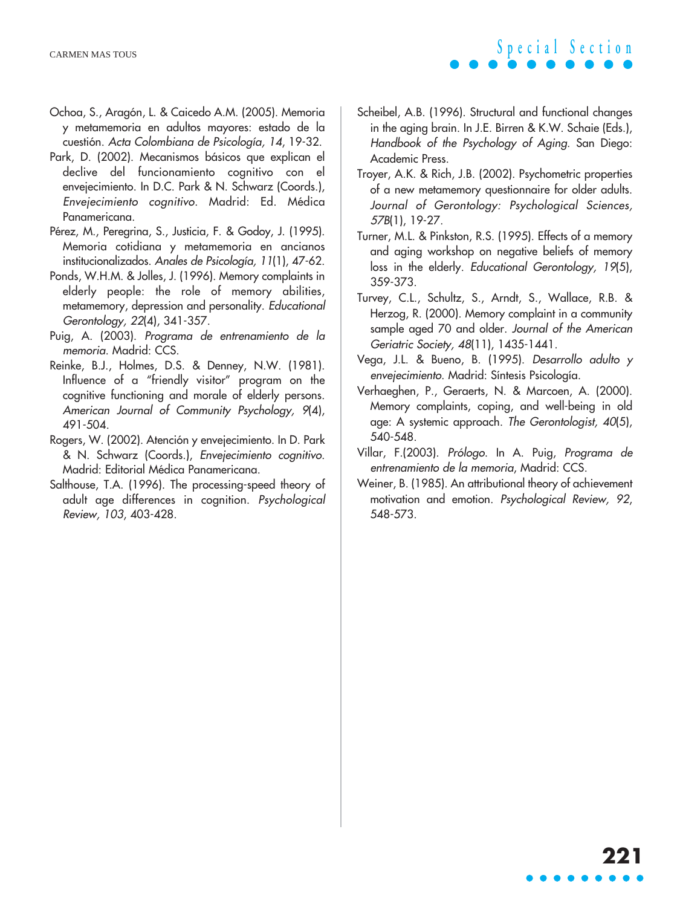Ochoa, S., Aragón, L. & Caicedo A.M. (2005). Memoria y metamemoria en adultos mayores: estado de la cuestión. *Acta Colombiana de Psicología, 14*, 19-32.

Park, D. (2002). Mecanismos básicos que explican el declive del funcionamiento cognitivo con el envejecimiento. In D.C. Park & N. Schwarz (Coords.), *Envejecimiento cognitivo*. Madrid: Ed. Médica Panamericana.

Pérez, M., Peregrina, S., Justicia, F. & Godoy, J. (1995). Memoria cotidiana y metamemoria en ancianos institucionalizados. *Anales de Psicología, 11*(1), 47-62.

Ponds, W.H.M. & Jolles, J. (1996). Memory complaints in elderly people: the role of memory abilities, metamemory, depression and personality. *Educational Gerontology, 22*(4), 341-357.

Puig, A. (2003). *Programa de entrenamiento de la memoria*. Madrid: CCS.

Reinke, B.J., Holmes, D.S. & Denney, N.W. (1981). Influence of a "friendly visitor" program on the cognitive functioning and morale of elderly persons. *American Journal of Community Psychology, 9*(4), 491-504.

Rogers, W. (2002). Atención y envejecimiento. In D. Park & N. Schwarz (Coords.), *Envejecimiento cognitivo*. Madrid: Editorial Médica Panamericana.

Salthouse, T.A. (1996). The processing-speed theory of adult age differences in cognition. *Psychological Review, 103*, 403-428.

Scheibel, A.B. (1996). Structural and functional changes in the aging brain. In J.E. Birren & K.W. Schaie (Eds.), *Handbook of the Psychology of Aging*. San Diego: Academic Press.

Troyer, A.K. & Rich, J.B. (2002). Psychometric properties of a new metamemory questionnaire for older adults. *Journal of Gerontology: Psychological Sciences, 57B*(1), 19-27.

Turner, M.L. & Pinkston, R.S. (1995). Effects of a memory and aging workshop on negative beliefs of memory loss in the elderly. *Educational Gerontology, 19*(5), 359-373.

Turvey, C.L., Schultz, S., Arndt, S., Wallace, R.B. & Herzog, R. (2000). Memory complaint in a community sample aged 70 and older. *Journal of the American Geriatric Society, 48*(11), 1435-1441.

Vega, J.L. & Bueno, B. (1995). *Desarrollo adulto y envejecimiento*. Madrid: Síntesis Psicología.

Verhaeghen, P., Geraerts, N. & Marcoen, A. (2000). Memory complaints, coping, and well-being in old age: A systemic approach. *The Gerontologist, 40*(5), 540-548.

Villar, F.(2003). *Prólogo*. In A. Puig, *Programa de entrenamiento de la memoria*, Madrid: CCS.

Weiner, B. (1985). An attributional theory of achievement motivation and emotion. *Psychological Review, 92*, 548-573.